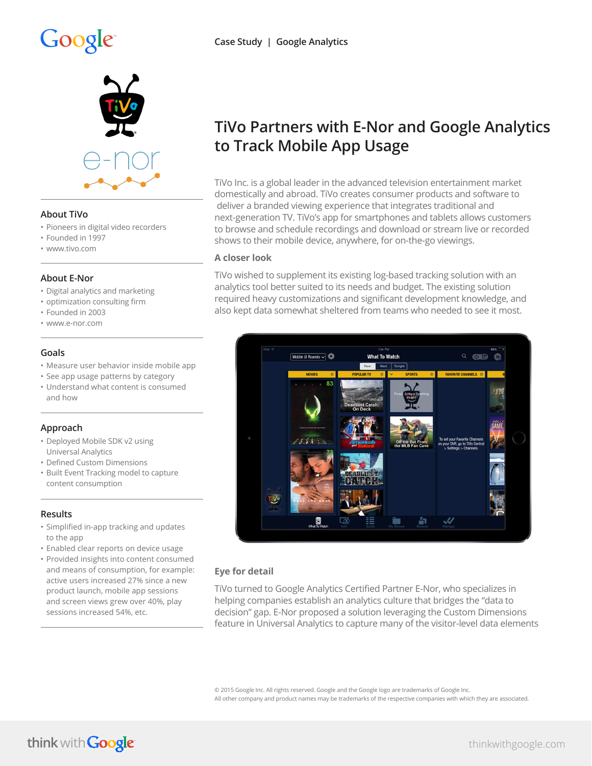Case Study | Google Analytics

# TiVo Partners with E-Nor and Google Analytics to Track Mobile App Usage

TiVo Inc. is a global leader in the advanced television entertainment market domestically and abroad. TiVo creates consumer products and software to deliver a branded viewing experience that integrates traditional and next-generation TV. TiVo's app for smartphones and tablets allows customers to browse and schedule recordings and download or stream live or recorded shows to their mobile device, anywhere, for on-the-go viewings.

### A closer look

TiVo wished to supplement its existing log-based tracking solution with an analytics tool better suited to its needs and budget. The existing solution required heavy customizations and significant development knowledge, and also kept data somewhat sheltered from teams who needed to see it most.

### Eye for detail

TiVo turned to Google Analytics Certified Partner E-Nor, who specializes in helping companies establish an analytics culture that bridges the "data to decision" gap. E-Nor proposed a solution leveraging the Custom Dimensions feature in Universal Analytics to capture many of the visitor-level data elements

### About TiVo

- Pioneers in digital video recorders
- Founded in 1997
- www.tivo.com

### About E-Nor

- Digital analytics and marketing
- optimization consulting firm
- Founded in 2003
- www.e-nor.com

### Goals

- Measure user behavior inside mobile app
- See app usage patterns by category
- Understand what content is consumed and how

### Approach

- Deployed Mobile SDK v2 using Universal Analytics
- Defined Custom Dimensions
- Built Event Tracking model to capture content consumption

### Results

- Simplified in-app tracking and updates to the app
- Enabled clear reports on device usage
- Provided insights into content consumed and means of consumption, for example: active users increased 27% since a new product launch, mobile app sessions and screen views grew over 40%, play sessions increased 54%, etc.

© 2015 Google Inc. All rights reserved. Google and the Google logo are trademarks of Google Inc.
All other company and product names may be trademarks of the respective companies with which they are associated.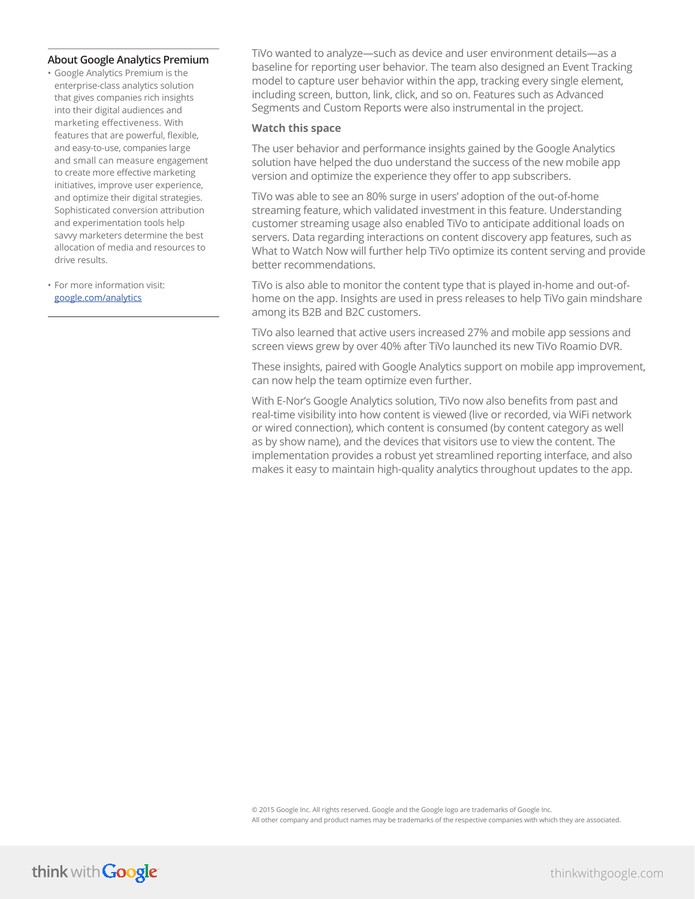## About Google Analytics Premium

- Google Analytics Premium is the enterprise-class analytics solution that gives companies rich insights into their digital audiences and marketing effectiveness. With features that are powerful, flexible, and easy-to-use, companies large and small can measure engagement to create more effective marketing initiatives, improve user experience, and optimize their digital strategies. Sophisticated conversion attribution and experimentation tools help savvy marketers determine the best allocation of media and resources to drive results.
- For more information visit: [google.com/analytics](http://google.com/analytics)

TiVo wanted to analyze—such as device and user environment details—as a baseline for reporting user behavior. The team also designed an Event Tracking model to capture user behavior within the app, tracking every single element, including screen, button, link, click, and so on. Features such as Advanced Segments and Custom Reports were also instrumental in the project.

**Watch this space**

The user behavior and performance insights gained by the Google Analytics solution have helped the duo understand the success of the new mobile app version and optimize the experience they offer to app subscribers.

TiVo was able to see an 80% surge in users' adoption of the out-of-home streaming feature, which validated investment in this feature. Understanding customer streaming usage also enabled TiVo to anticipate additional loads on servers. Data regarding interactions on content discovery app features, such as What to Watch Now will further help TiVo optimize its content serving and provide better recommendations.

TiVo is also able to monitor the content type that is played in-home and out-of-home on the app. Insights are used in press releases to help TiVo gain mindshare among its B2B and B2C customers.

TiVo also learned that active users increased 27% and mobile app sessions and screen views grew by over 40% after TiVo launched its new TiVo Roamio DVR.

These insights, paired with Google Analytics support on mobile app improvement, can now help the team optimize even further.

With E-Nor's Google Analytics solution, TiVo now also benefits from past and real-time visibility into how content is viewed (live or recorded, via WiFi network or wired connection), which content is consumed (by content category as well as by show name), and the devices that visitors use to view the content. The implementation provides a robust yet streamlined reporting interface, and also makes it easy to maintain high-quality analytics throughout updates to the app.

© 2015 Google Inc. All rights reserved. Google and the Google logo are trademarks of Google Inc.
All other company and product names may be trademarks of the respective companies with which they are associated.